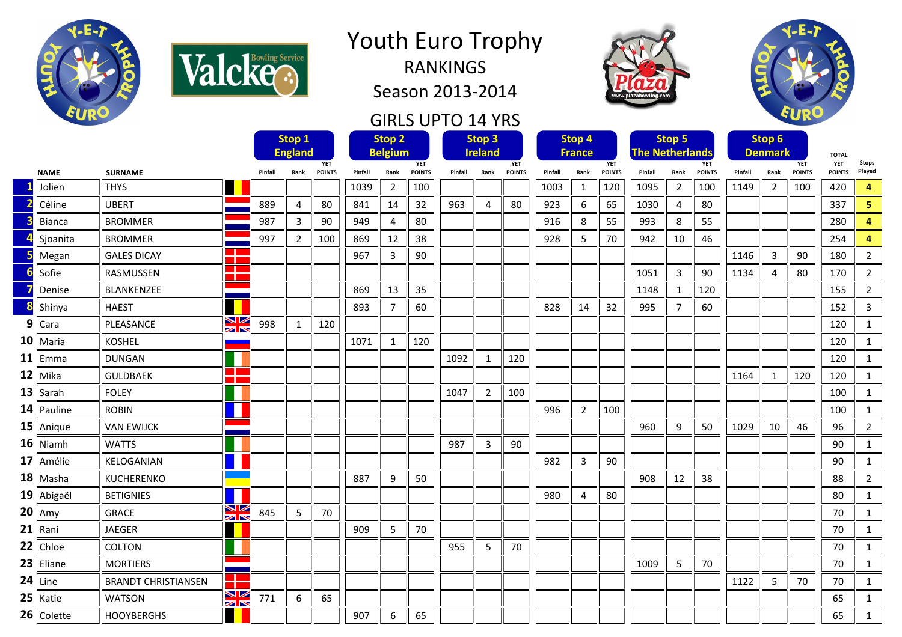# Youth Euro Trophy

## RANKINGS

## Season 2013-2014

## GIRLS UPTO 14 YRS

| | NAME | SURNAME | Stop 1 England Pinfall | Rank | YET POINTS | Stop 2 Belgium Pinfall | Rank | YET POINTS | Stop 3 Ireland Pinfall | Rank | YET POINTS | Stop 4 France Pinfall | Rank | YET POINTS | Stop 5 The Netherlands Pinfall | Rank | YET POINTS | Stop 6 Denmark Pinfall | Rank | YET POINTS | TOTAL YET POINTS | Stops Played |
|---|---|---|---|---|---|---|---|---|---|---|---|---|---|---|---|---|---|---|---|---|---|---|
| 1 | Jolien | THYS | | | | 1039 | 2 | 100 | | | | 1003 | 1 | 120 | 1095 | 2 | 100 | 1149 | 2 | 100 | 420 | 4 |
| 2 | Céline | UBERT | 889 | 4 | 80 | 841 | 14 | 32 | 963 | 4 | 80 | 923 | 6 | 65 | 1030 | 4 | 80 | | | | 337 | 5 |
| 3 | Bianca | BROMMER | 987 | 3 | 90 | 949 | 4 | 80 | | | | 916 | 8 | 55 | 993 | 8 | 55 | | | | 280 | 4 |
| 4 | Sjoanita | BROMMER | 997 | 2 | 100 | 869 | 12 | 38 | | | | 928 | 5 | 70 | 942 | 10 | 46 | | | | 254 | 4 |
| 5 | Megan | GALES DICAY | | | | 967 | 3 | 90 | | | | | | | | | | 1146 | 3 | 90 | 180 | 2 |
| 6 | Sofie | RASMUSSEN | | | | | | | | | | | | | 1051 | 3 | 90 | 1134 | 4 | 80 | 170 | 2 |
| 7 | Denise | BLANKENZEE | | | | 869 | 13 | 35 | | | | | | | 1148 | 1 | 120 | | | | 155 | 2 |
| 8 | Shinya | HAEST | | | | 893 | 7 | 60 | | | | 828 | 14 | 32 | 995 | 7 | 60 | | | | 152 | 3 |
| 9 | Cara | PLEASANCE | 998 | 1 | 120 | | | | | | | | | | | | | | | | 120 | 1 |
| 10 | Maria | KOSHEL | | | | 1071 | 1 | 120 | | | | | | | | | | | | | 120 | 1 |
| 11 | Emma | DUNGAN | | | | | | | 1092 | 1 | 120 | | | | | | | | | | 120 | 1 |
| 12 | Mika | GULDBAEK | | | | | | | | | | | | | | | | 1164 | 1 | 120 | 120 | 1 |
| 13 | Sarah | FOLEY | | | | | | | 1047 | 2 | 100 | | | | | | | | | | 100 | 1 |
| 14 | Pauline | ROBIN | | | | | | | | | | 996 | 2 | 100 | | | | | | | 100 | 1 |
| 15 | Anique | VAN EWIJCK | | | | | | | | | | | | | 960 | 9 | 50 | 1029 | 10 | 46 | 96 | 2 |
| 16 | Niamh | WATTS | | | | | | | 987 | 3 | 90 | | | | | | | | | | 90 | 1 |
| 17 | Amélie | KELOGANIAN | | | | | | | | | | 982 | 3 | 90 | | | | | | | 90 | 1 |
| 18 | Masha | KUCHERENKO | | | | 887 | 9 | 50 | | | | | | | 908 | 12 | 38 | | | | 88 | 2 |
| 19 | Abigaël | BETIGNIES | | | | | | | | | | 980 | 4 | 80 | | | | | | | 80 | 1 |
| 20 | Amy | GRACE | 845 | 5 | 70 | | | | | | | | | | | | | | | | 70 | 1 |
| 21 | Rani | JAEGER | | | | 909 | 5 | 70 | | | | | | | | | | | | | 70 | 1 |
| 22 | Chloe | COLTON | | | | | | | 955 | 5 | 70 | | | | | | | | | | 70 | 1 |
| 23 | Eliane | MORTIERS | | | | | | | | | | | | | 1009 | 5 | 70 | | | | 70 | 1 |
| 24 | Line | BRANDT CHRISTIANSEN | | | | | | | | | | | | | | | | 1122 | 5 | 70 | 70 | 1 |
| 25 | Katie | WATSON | 771 | 6 | 65 | | | | | | | | | | | | | | | | 65 | 1 |
| 26 | Colette | HOOYBERGHS | | | | 907 | 6 | 65 | | | | | | | | | | | | | 65 | 1 |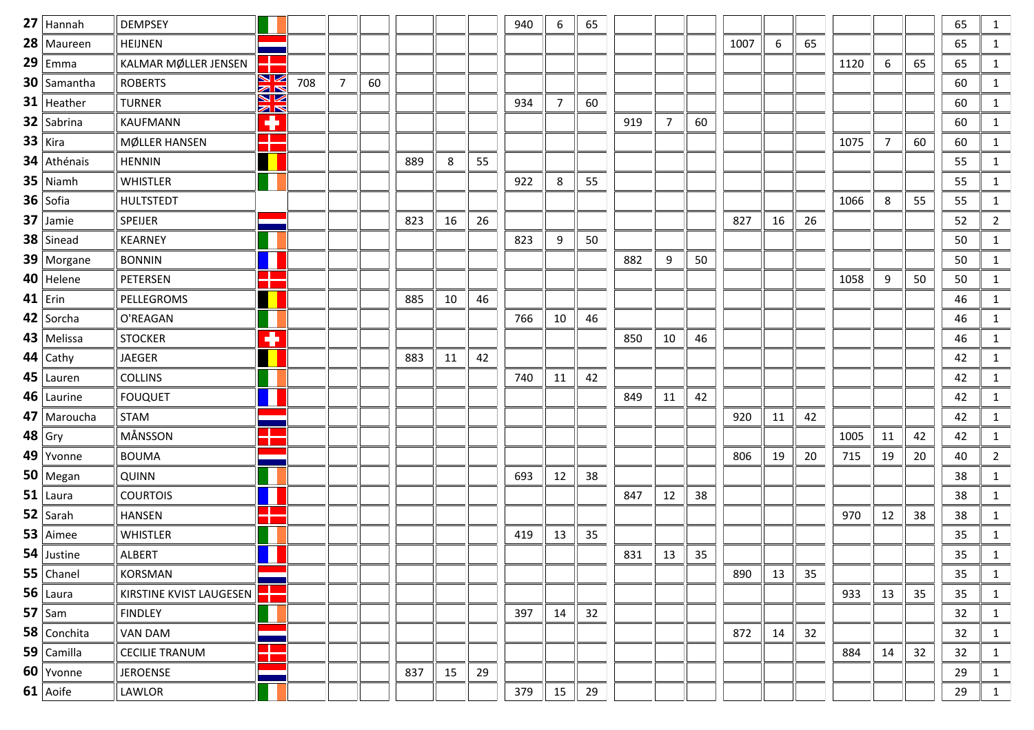| | | | | | | | | | | | | | | | | | | | | | | | |
|---|---|---|---|---|---|---|---|---|---|---|---|---|---|---|---|---|---|---|---|---|---|---|---|
| **27** | Hannah | DEMPSEY | | | | | | | | 940 | 6 | 65 | | | | | | | | | | 65 | 1 |
| **28** | Maureen | HEIJNEN | | | | | | | | | | | | | | 1007 | 6 | 65 | | | | 65 | 1 |
| **29** | Emma | KALMAR MØLLER JENSEN | | | | | | | | | | | | | | | | | 1120 | 6 | 65 | 65 | 1 |
| **30** | Samantha | ROBERTS | | 708 | 7 | 60 | | | | | | | | | | | | | | | | 60 | 1 |
| **31** | Heather | TURNER | | | | | | | | 934 | 7 | 60 | | | | | | | | | | 60 | 1 |
| **32** | Sabrina | KAUFMANN | | | | | | | | | | | 919 | 7 | 60 | | | | | | | 60 | 1 |
| **33** | Kira | MØLLER HANSEN | | | | | | | | | | | | | | | | | 1075 | 7 | 60 | 60 | 1 |
| **34** | Athénais | HENNIN | | | | | 889 | 8 | 55 | | | | | | | | | | | | | 55 | 1 |
| **35** | Niamh | WHISTLER | | | | | | | | 922 | 8 | 55 | | | | | | | | | | 55 | 1 |
| **36** | Sofia | HULTSTEDT | | | | | | | | | | | | | | | | | 1066 | 8 | 55 | 55 | 1 |
| **37** | Jamie | SPEIJER | | | | | 823 | 16 | 26 | | | | | | | 827 | 16 | 26 | | | | 52 | 2 |
| **38** | Sinead | KEARNEY | | | | | | | | 823 | 9 | 50 | | | | | | | | | | 50 | 1 |
| **39** | Morgane | BONNIN | | | | | | | | | | | 882 | 9 | 50 | | | | | | | 50 | 1 |
| **40** | Helene | PETERSEN | | | | | | | | | | | | | | | | | 1058 | 9 | 50 | 50 | 1 |
| **41** | Erin | PELLEGROMS | | | | | 885 | 10 | 46 | | | | | | | | | | | | | 46 | 1 |
| **42** | Sorcha | O'REAGAN | | | | | | | | 766 | 10 | 46 | | | | | | | | | | 46 | 1 |
| **43** | Melissa | STOCKER | | | | | | | | | | | 850 | 10 | 46 | | | | | | | 46 | 1 |
| **44** | Cathy | JAEGER | | | | | 883 | 11 | 42 | | | | | | | | | | | | | 42 | 1 |
| **45** | Lauren | COLLINS | | | | | | | | 740 | 11 | 42 | | | | | | | | | | 42 | 1 |
| **46** | Laurine | FOUQUET | | | | | | | | | | | 849 | 11 | 42 | | | | | | | 42 | 1 |
| **47** | Maroucha | STAM | | | | | | | | | | | | | | 920 | 11 | 42 | | | | 42 | 1 |
| **48** | Gry | MÅNSSON | | | | | | | | | | | | | | | | | 1005 | 11 | 42 | 42 | 1 |
| **49** | Yvonne | BOUMA | | | | | | | | | | | | | | 806 | 19 | 20 | 715 | 19 | 20 | 40 | 2 |
| **50** | Megan | QUINN | | | | | | | | 693 | 12 | 38 | | | | | | | | | | 38 | 1 |
| **51** | Laura | COURTOIS | | | | | | | | | | | 847 | 12 | 38 | | | | | | | 38 | 1 |
| **52** | Sarah | HANSEN | | | | | | | | | | | | | | | | | 970 | 12 | 38 | 38 | 1 |
| **53** | Aimee | WHISTLER | | | | | | | | 419 | 13 | 35 | | | | | | | | | | 35 | 1 |
| **54** | Justine | ALBERT | | | | | | | | | | | 831 | 13 | 35 | | | | | | | 35 | 1 |
| **55** | Chanel | KORSMAN | | | | | | | | | | | | | | 890 | 13 | 35 | | | | 35 | 1 |
| **56** | Laura | KIRSTINE KVIST LAUGESEN | | | | | | | | | | | | | | | | | 933 | 13 | 35 | 35 | 1 |
| **57** | Sam | FINDLEY | | | | | | | | 397 | 14 | 32 | | | | | | | | | | 32 | 1 |
| **58** | Conchita | VAN DAM | | | | | | | | | | | | | | 872 | 14 | 32 | | | | 32 | 1 |
| **59** | Camilla | CECILIE TRANUM | | | | | | | | | | | | | | | | | 884 | 14 | 32 | 32 | 1 |
| **60** | Yvonne | JEROENSE | | | | | 837 | 15 | 29 | | | | | | | | | | | | | 29 | 1 |
| **61** | Aoife | LAWLOR | | | | | | | | 379 | 15 | 29 | | | | | | | | | | 29 | 1 |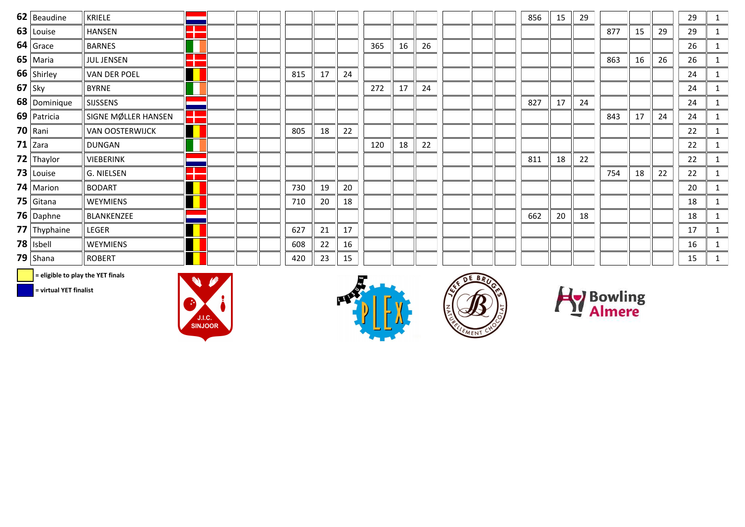| | | | | | | | | | | | | | | | | | | | | | | | |
|---|---|---|---|---|---|---|---|---|---|---|---|---|---|---|---|---|---|---|---|---|---|---|---|
| **62** | Beaudine | KRIELE | | | | | | | | | | | | | | 856 | 15 | 29 | | | | 29 | 1 |
| **63** | Louise | HANSEN | | | | | | | | | | | | | | | | | 877 | 15 | 29 | 29 | 1 |
| **64** | Grace | BARNES | | | | | | | | 365 | 16 | 26 | | | | | | | | | | 26 | 1 |
| **65** | Maria | JUL JENSEN | | | | | | | | | | | | | | | | | 863 | 16 | 26 | 26 | 1 |
| **66** | Shirley | VAN DER POEL | | | | | 815 | 17 | 24 | | | | | | | | | | | | | 24 | 1 |
| **67** | Sky | BYRNE | | | | | | | | 272 | 17 | 24 | | | | | | | | | | 24 | 1 |
| **68** | Dominique | SIJSSENS | | | | | | | | | | | | | | 827 | 17 | 24 | | | | 24 | 1 |
| **69** | Patricia | SIGNE MØLLER HANSEN | | | | | | | | | | | | | | | | | 843 | 17 | 24 | 24 | 1 |
| **70** | Rani | VAN OOSTERWIJCK | | | | | 805 | 18 | 22 | | | | | | | | | | | | | 22 | 1 |
| **71** | Zara | DUNGAN | | | | | | | | 120 | 18 | 22 | | | | | | | | | | 22 | 1 |
| **72** | Thaylor | VIEBERINK | | | | | | | | | | | | | | 811 | 18 | 22 | | | | 22 | 1 |
| **73** | Louise | G. NIELSEN | | | | | | | | | | | | | | | | | 754 | 18 | 22 | 22 | 1 |
| **74** | Marion | BODART | | | | | 730 | 19 | 20 | | | | | | | | | | | | | 20 | 1 |
| **75** | Gitana | WEYMIENS | | | | | 710 | 20 | 18 | | | | | | | | | | | | | 18 | 1 |
| **76** | Daphne | BLANKENZEE | | | | | | | | | | | | | | 662 | 20 | 18 | | | | 18 | 1 |
| **77** | Thyphaine | LEGER | | | | | 627 | 21 | 17 | | | | | | | | | | | | | 17 | 1 |
| **78** | Isbell | WEYMIENS | | | | | 608 | 22 | 16 | | | | | | | | | | | | | 16 | 1 |
| **79** | Shana | ROBERT | | | | | 420 | 23 | 15 | | | | | | | | | | | | | 15 | 1 |

**= eligible to play the YET finals**

**= virtual YET finalist**